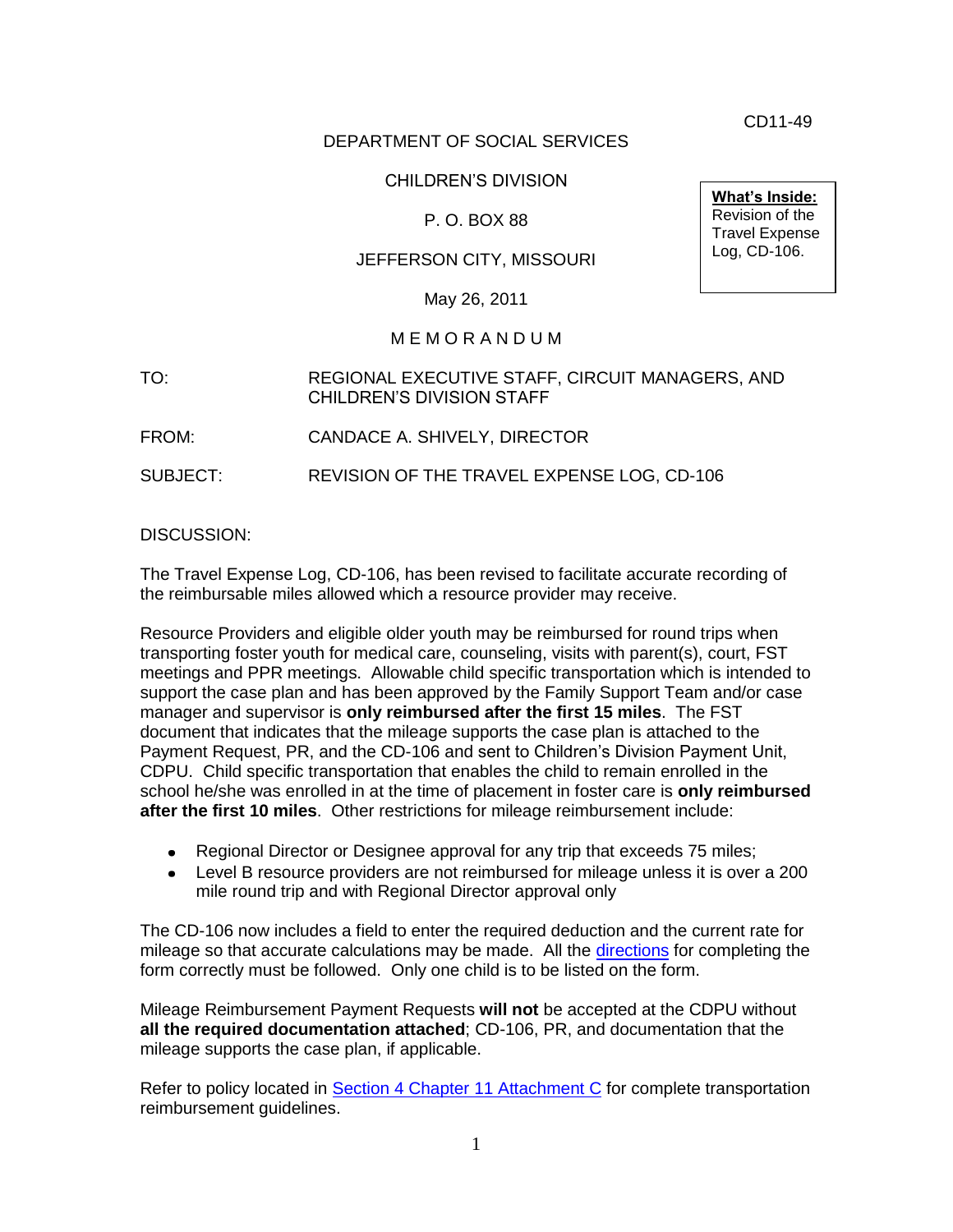CD11-49

DEPARTMENT OF SOCIAL SERVICES

CHILDREN'S DIVISION

P. O. BOX 88

JEFFERSON CITY, MISSOURI

May 26, 2011

**What's Inside:**
Revision of the Travel Expense Log, CD-106.

M E M O R A N D U M

TO: REGIONAL EXECUTIVE STAFF, CIRCUIT MANAGERS, AND CHILDREN'S DIVISION STAFF

FROM: CANDACE A. SHIVELY, DIRECTOR

SUBJECT: REVISION OF THE TRAVEL EXPENSE LOG, CD-106

DISCUSSION:

The Travel Expense Log, CD-106, has been revised to facilitate accurate recording of the reimbursable miles allowed which a resource provider may receive.

Resource Providers and eligible older youth may be reimbursed for round trips when transporting foster youth for medical care, counseling, visits with parent(s), court, FST meetings and PPR meetings. Allowable child specific transportation which is intended to support the case plan and has been approved by the Family Support Team and/or case manager and supervisor is **only reimbursed after the first 15 miles**. The FST document that indicates that the mileage supports the case plan is attached to the Payment Request, PR, and the CD-106 and sent to Children's Division Payment Unit, CDPU. Child specific transportation that enables the child to remain enrolled in the school he/she was enrolled in at the time of placement in foster care is **only reimbursed after the first 10 miles**. Other restrictions for mileage reimbursement include:

- Regional Director or Designee approval for any trip that exceeds 75 miles;
- Level B resource providers are not reimbursed for mileage unless it is over a 200 mile round trip and with Regional Director approval only

The CD-106 now includes a field to enter the required deduction and the current rate for mileage so that accurate calculations may be made. All the directions for completing the form correctly must be followed. Only one child is to be listed on the form.

Mileage Reimbursement Payment Requests **will not** be accepted at the CDPU without **all the required documentation attached**; CD-106, PR, and documentation that the mileage supports the case plan, if applicable.

Refer to policy located in Section 4 Chapter 11 Attachment C for complete transportation reimbursement guidelines.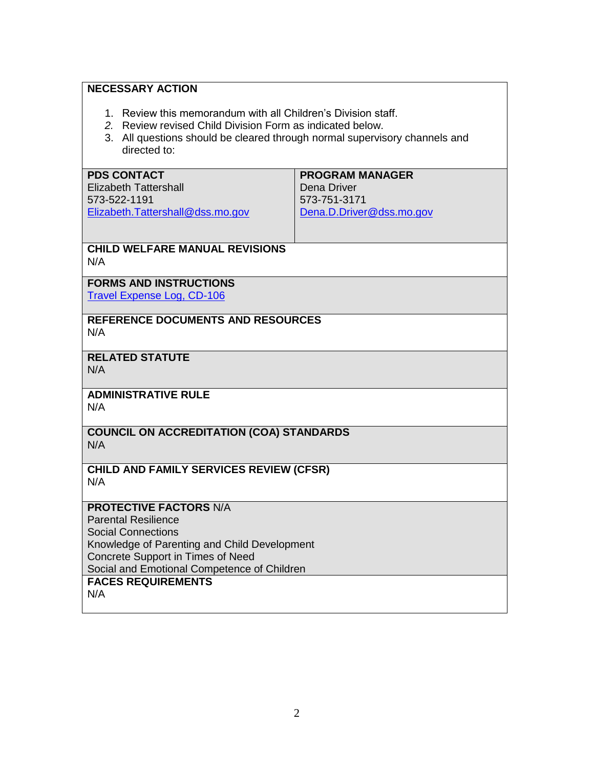**NECESSARY ACTION**

1. Review this memorandum with all Children's Division staff.
2. *Review revised Child Division Form as indicated below.*
3. All questions should be cleared through normal supervisory channels and directed to:

| **PDS CONTACT** | **PROGRAM MANAGER** |
|---|---|
| Elizabeth Tattershall<br>573-522-1191<br>Elizabeth.Tattershall@dss.mo.gov | Dena Driver<br>573-751-3171<br>Dena.D.Driver@dss.mo.gov |

**CHILD WELFARE MANUAL REVISIONS**
N/A

**FORMS AND INSTRUCTIONS**
Travel Expense Log, CD-106

**REFERENCE DOCUMENTS AND RESOURCES**
N/A

**RELATED STATUTE**
N/A

**ADMINISTRATIVE RULE**
N/A

**COUNCIL ON ACCREDITATION (COA) STANDARDS**
N/A

**CHILD AND FAMILY SERVICES REVIEW (CFSR)**
N/A

**PROTECTIVE FACTORS** N/A
Parental Resilience
Social Connections
Knowledge of Parenting and Child Development
Concrete Support in Times of Need
Social and Emotional Competence of Children

**FACES REQUIREMENTS**
N/A